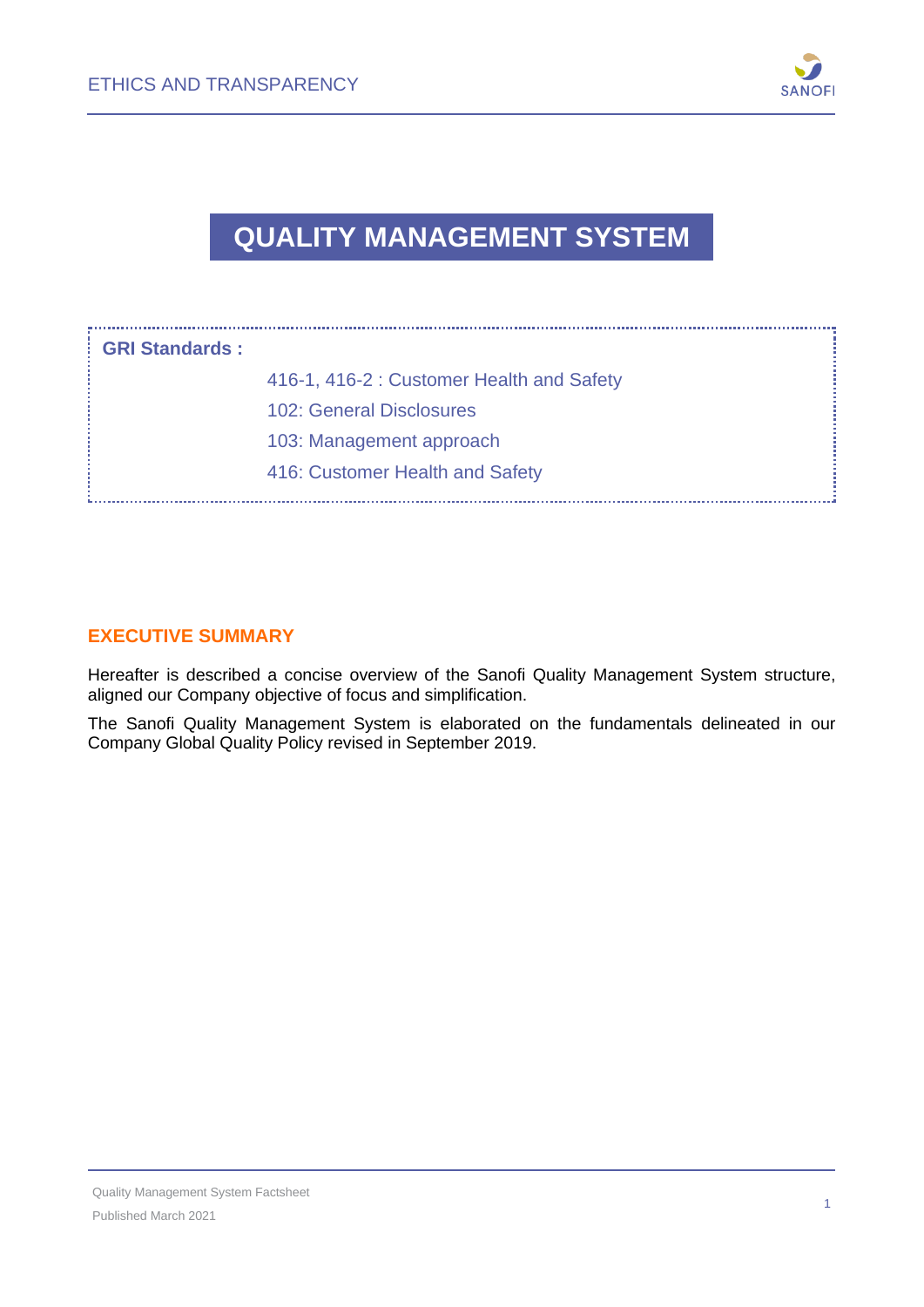# QUALITY MANAGEMENT SYSTEM

**GRI Standards :**

416-1, 416-2 : Customer Health and Safety

102: General Disclosures

103: Management approach

416: Customer Health and Safety

## EXECUTIVE SUMMARY

Hereafter is described a concise overview of the Sanofi Quality Management System structure, aligned our Company objective of focus and simplification.

The Sanofi Quality Management System is elaborated on the fundamentals delineated in our Company Global Quality Policy revised in September 2019.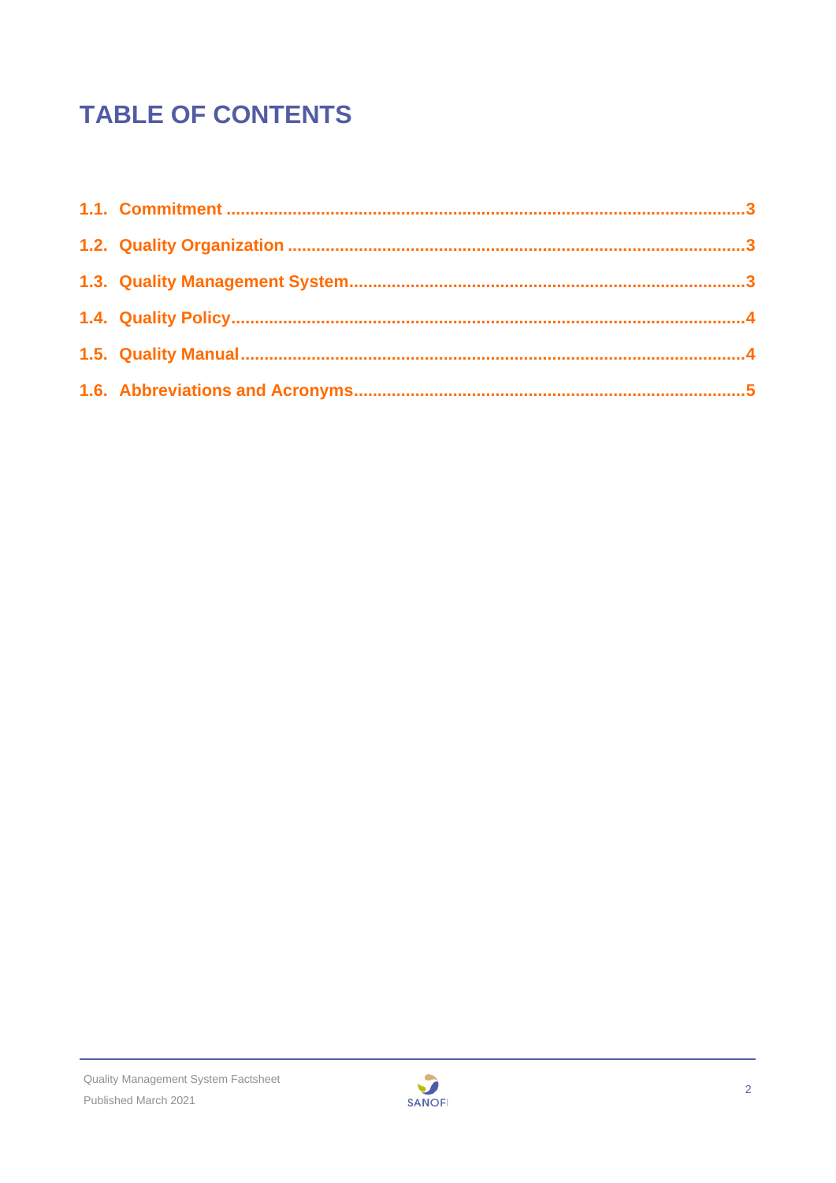# TABLE OF CONTENTS

1.1. Commitment ........................................................................................................3

1.2. Quality Organization ..............................................................................................3

1.3. Quality Management System..................................................................................3

1.4. Quality Policy.........................................................................................................4

1.5. Quality Manual.......................................................................................................4

1.6. Abbreviations and Acronyms..................................................................................5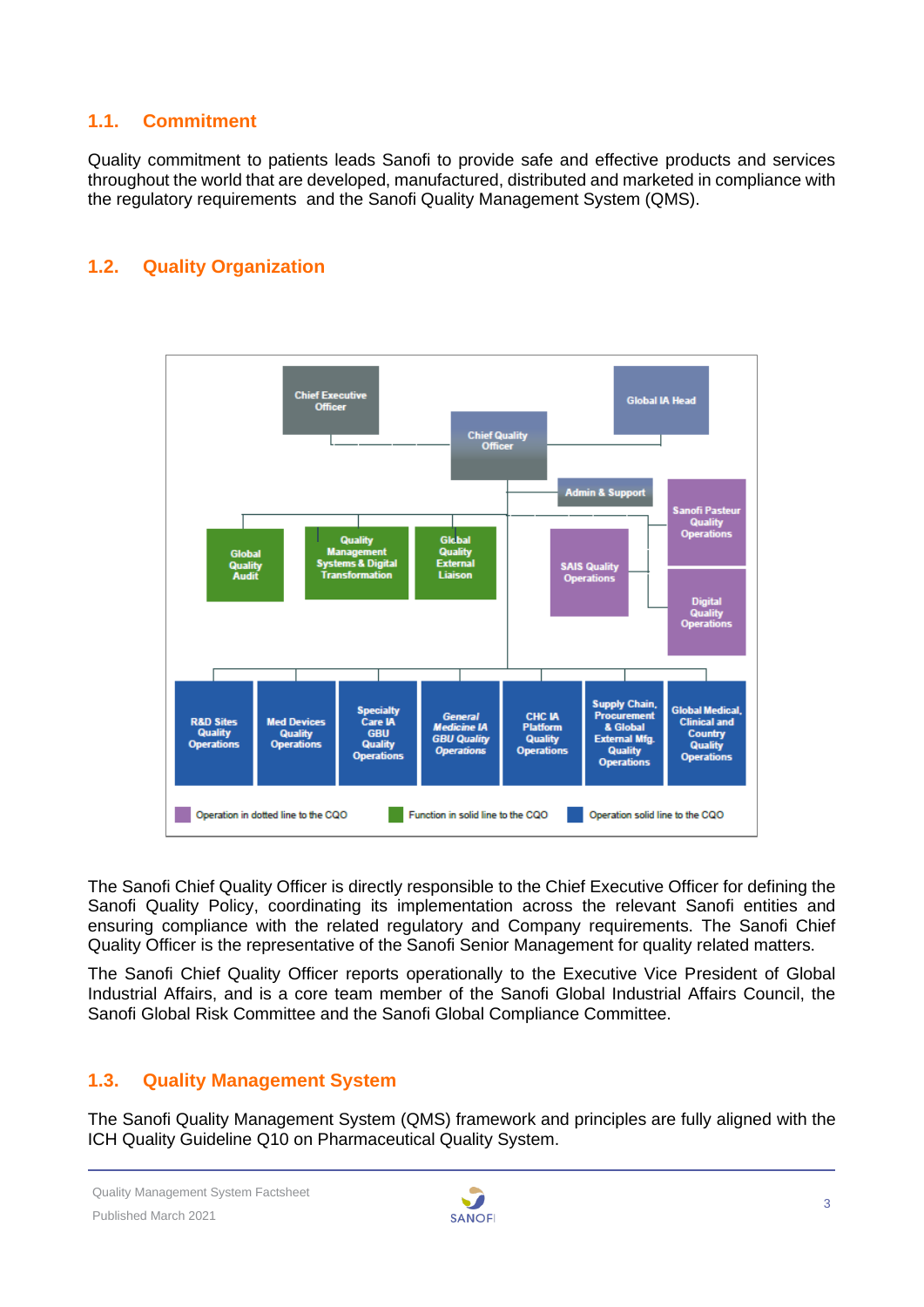## 1.1. Commitment

Quality commitment to patients leads Sanofi to provide safe and effective products and services throughout the world that are developed, manufactured, distributed and marketed in compliance with the regulatory requirements and the Sanofi Quality Management System (QMS).

## 1.2. Quality Organization

Chief Executive Officer

Global IA Head

Chief Quality Officer

Admin & Support

Global Quality Audit

Quality Management Systems & Digital Transformation

Global Quality External Liaison

SAIS Quality Operations

Sanofi Pasteur Quality Operations

Digital Quality Operations

R&D Sites Quality Operations

Med Devices Quality Operations

Specialty Care IA GBU Quality Operations

*General Medicine IA GBU Quality Operations*

CHC IA Platform Quality Operations

Supply Chain, Procurement & Global External Mfg. Quality Operations

Global Medical, Clinical and Country Quality Operations

Operation in dotted line to the CQO | Function in solid line to the CQO | Operation solid line to the CQO

The Sanofi Chief Quality Officer is directly responsible to the Chief Executive Officer for defining the Sanofi Quality Policy, coordinating its implementation across the relevant Sanofi entities and ensuring compliance with the related regulatory and Company requirements. The Sanofi Chief Quality Officer is the representative of the Sanofi Senior Management for quality related matters.

The Sanofi Chief Quality Officer reports operationally to the Executive Vice President of Global Industrial Affairs, and is a core team member of the Sanofi Global Industrial Affairs Council, the Sanofi Global Risk Committee and the Sanofi Global Compliance Committee.

## 1.3. Quality Management System

The Sanofi Quality Management System (QMS) framework and principles are fully aligned with the ICH Quality Guideline Q10 on Pharmaceutical Quality System.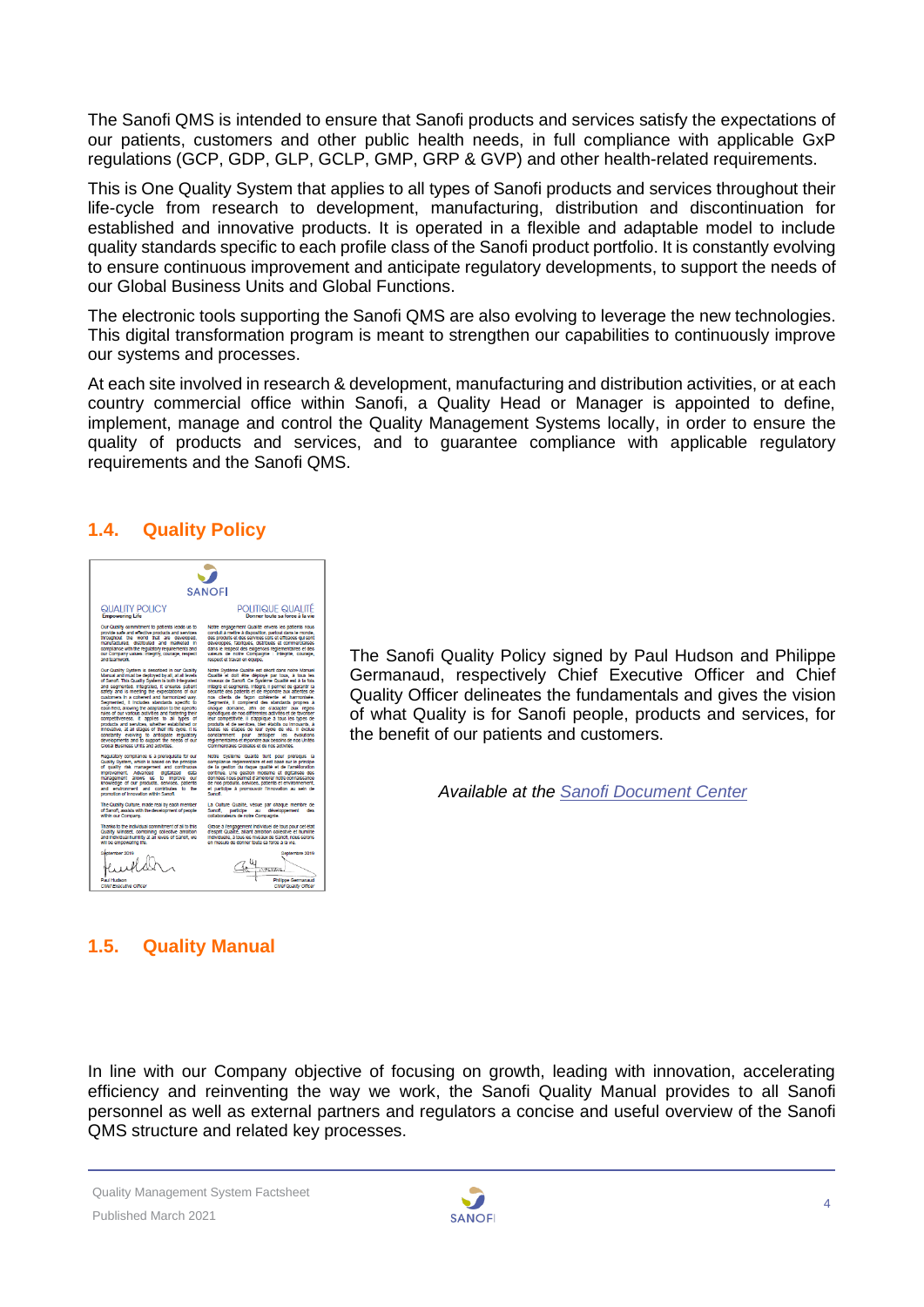The Sanofi QMS is intended to ensure that Sanofi products and services satisfy the expectations of our patients, customers and other public health needs, in full compliance with applicable GxP regulations (GCP, GDP, GLP, GCLP, GMP, GRP & GVP) and other health-related requirements.

This is One Quality System that applies to all types of Sanofi products and services throughout their life-cycle from research to development, manufacturing, distribution and discontinuation for established and innovative products. It is operated in a flexible and adaptable model to include quality standards specific to each profile class of the Sanofi product portfolio. It is constantly evolving to ensure continuous improvement and anticipate regulatory developments, to support the needs of our Global Business Units and Global Functions.

The electronic tools supporting the Sanofi QMS are also evolving to leverage the new technologies. This digital transformation program is meant to strengthen our capabilities to continuously improve our systems and processes.

At each site involved in research & development, manufacturing and distribution activities, or at each country commercial office within Sanofi, a Quality Head or Manager is appointed to define, implement, manage and control the Quality Management Systems locally, in order to ensure the quality of products and services, and to guarantee compliance with applicable regulatory requirements and the Sanofi QMS.

## 1.4. Quality Policy

The Sanofi Quality Policy signed by Paul Hudson and Philippe Germanaud, respectively Chief Executive Officer and Chief Quality Officer delineates the fundamentals and gives the vision of what Quality is for Sanofi people, products and services, for the benefit of our patients and customers.

*Available at the [Sanofi Document Center]*

## 1.5. Quality Manual

In line with our Company objective of focusing on growth, leading with innovation, accelerating efficiency and reinventing the way we work, the Sanofi Quality Manual provides to all Sanofi personnel as well as external partners and regulators a concise and useful overview of the Sanofi QMS structure and related key processes.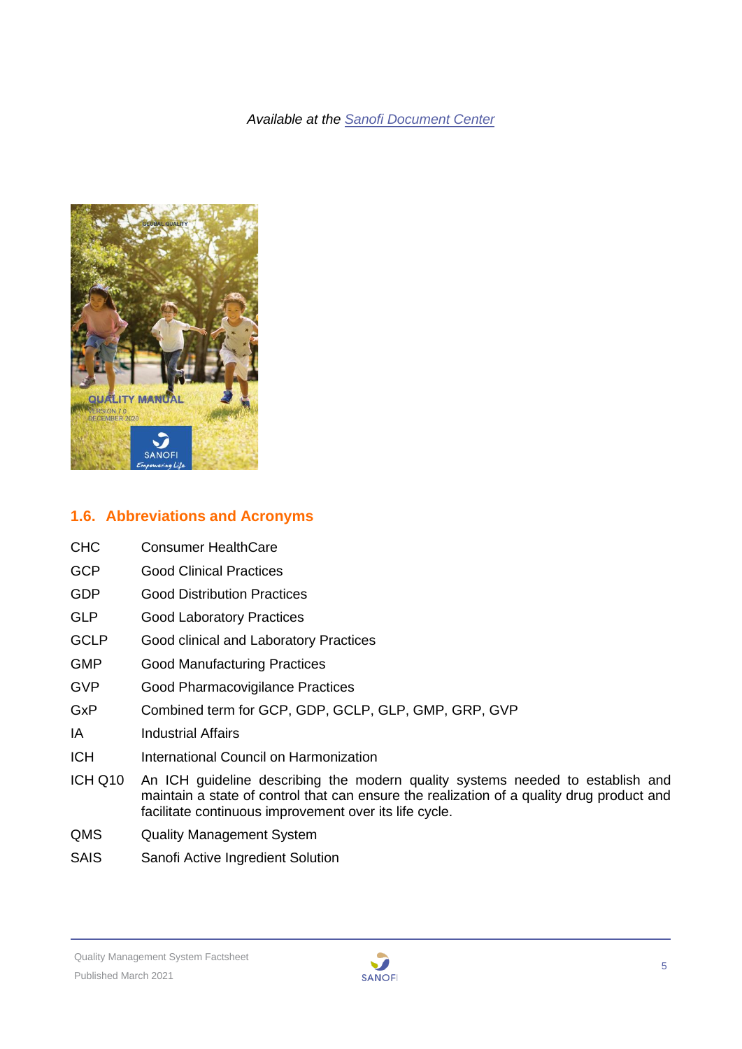*Available at the Sanofi Document Center*

## 1.6. Abbreviations and Acronyms

| | |
|---|---|
| CHC | Consumer HealthCare |
| GCP | Good Clinical Practices |
| GDP | Good Distribution Practices |
| GLP | Good Laboratory Practices |
| GCLP | Good clinical and Laboratory Practices |
| GMP | Good Manufacturing Practices |
| GVP | Good Pharmacovigilance Practices |
| GxP | Combined term for GCP, GDP, GCLP, GLP, GMP, GRP, GVP |
| IA | Industrial Affairs |
| ICH | International Council on Harmonization |
| ICH Q10 | An ICH guideline describing the modern quality systems needed to establish and maintain a state of control that can ensure the realization of a quality drug product and facilitate continuous improvement over its life cycle. |
| QMS | Quality Management System |
| SAIS | Sanofi Active Ingredient Solution |